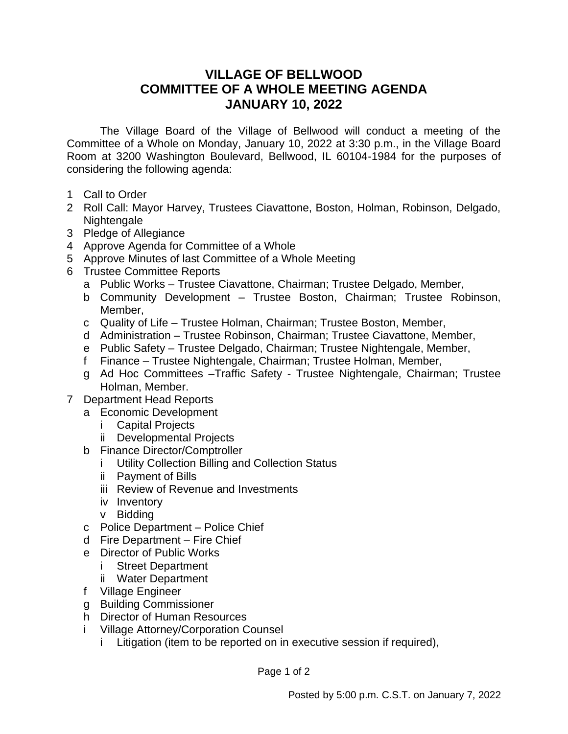# VILLAGE OF BELLWOOD
# COMMITTEE OF A WHOLE MEETING AGENDA
# JANUARY 10, 2022

The Village Board of the Village of Bellwood will conduct a meeting of the Committee of a Whole on Monday, January 10, 2022 at 3:30 p.m., in the Village Board Room at 3200 Washington Boulevard, Bellwood, IL 60104-1984 for the purposes of considering the following agenda:

1 Call to Order
2 Roll Call: Mayor Harvey, Trustees Ciavattone, Boston, Holman, Robinson, Delgado, Nightengale
3 Pledge of Allegiance
4 Approve Agenda for Committee of a Whole
5 Approve Minutes of last Committee of a Whole Meeting
6 Trustee Committee Reports
   - a Public Works – Trustee Ciavattone, Chairman; Trustee Delgado, Member,
   - b Community Development – Trustee Boston, Chairman; Trustee Robinson, Member,
   - c Quality of Life – Trustee Holman, Chairman; Trustee Boston, Member,
   - d Administration – Trustee Robinson, Chairman; Trustee Ciavattone, Member,
   - e Public Safety – Trustee Delgado, Chairman; Trustee Nightengale, Member,
   - f Finance – Trustee Nightengale, Chairman; Trustee Holman, Member,
   - g Ad Hoc Committees –Traffic Safety - Trustee Nightengale, Chairman; Trustee Holman, Member.
7 Department Head Reports
   - a Economic Development
     - i Capital Projects
     - ii Developmental Projects
   - b Finance Director/Comptroller
     - i Utility Collection Billing and Collection Status
     - ii Payment of Bills
     - iii Review of Revenue and Investments
     - iv Inventory
     - v Bidding
   - c Police Department – Police Chief
   - d Fire Department – Fire Chief
   - e Director of Public Works
     - i Street Department
     - ii Water Department
   - f Village Engineer
   - g Building Commissioner
   - h Director of Human Resources
   - i Village Attorney/Corporation Counsel
     - i Litigation (item to be reported on in executive session if required),

Posted by 5:00 p.m. C.S.T. on January 7, 2022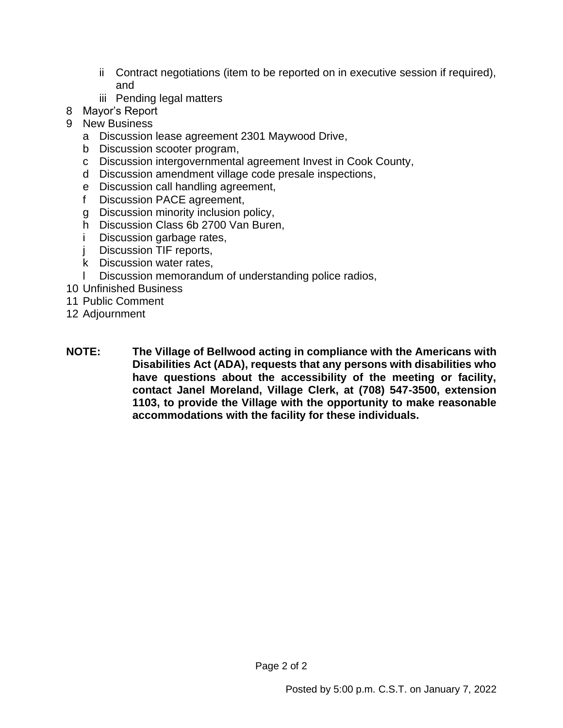- ii Contract negotiations (item to be reported on in executive session if required), and
- iii Pending legal matters

8 Mayor's Report

9 New Business
   - a Discussion lease agreement 2301 Maywood Drive,
   - b Discussion scooter program,
   - c Discussion intergovernmental agreement Invest in Cook County,
   - d Discussion amendment village code presale inspections,
   - e Discussion call handling agreement,
   - f Discussion PACE agreement,
   - g Discussion minority inclusion policy,
   - h Discussion Class 6b 2700 Van Buren,
   - i Discussion garbage rates,
   - j Discussion TIF reports,
   - k Discussion water rates,
   - l Discussion memorandum of understanding police radios,

10 Unfinished Business

11 Public Comment

12 Adjournment

**NOTE: The Village of Bellwood acting in compliance with the Americans with Disabilities Act (ADA), requests that any persons with disabilities who have questions about the accessibility of the meeting or facility, contact Janel Moreland, Village Clerk, at (708) 547-3500, extension 1103, to provide the Village with the opportunity to make reasonable accommodations with the facility for these individuals.**

Posted by 5:00 p.m. C.S.T. on January 7, 2022